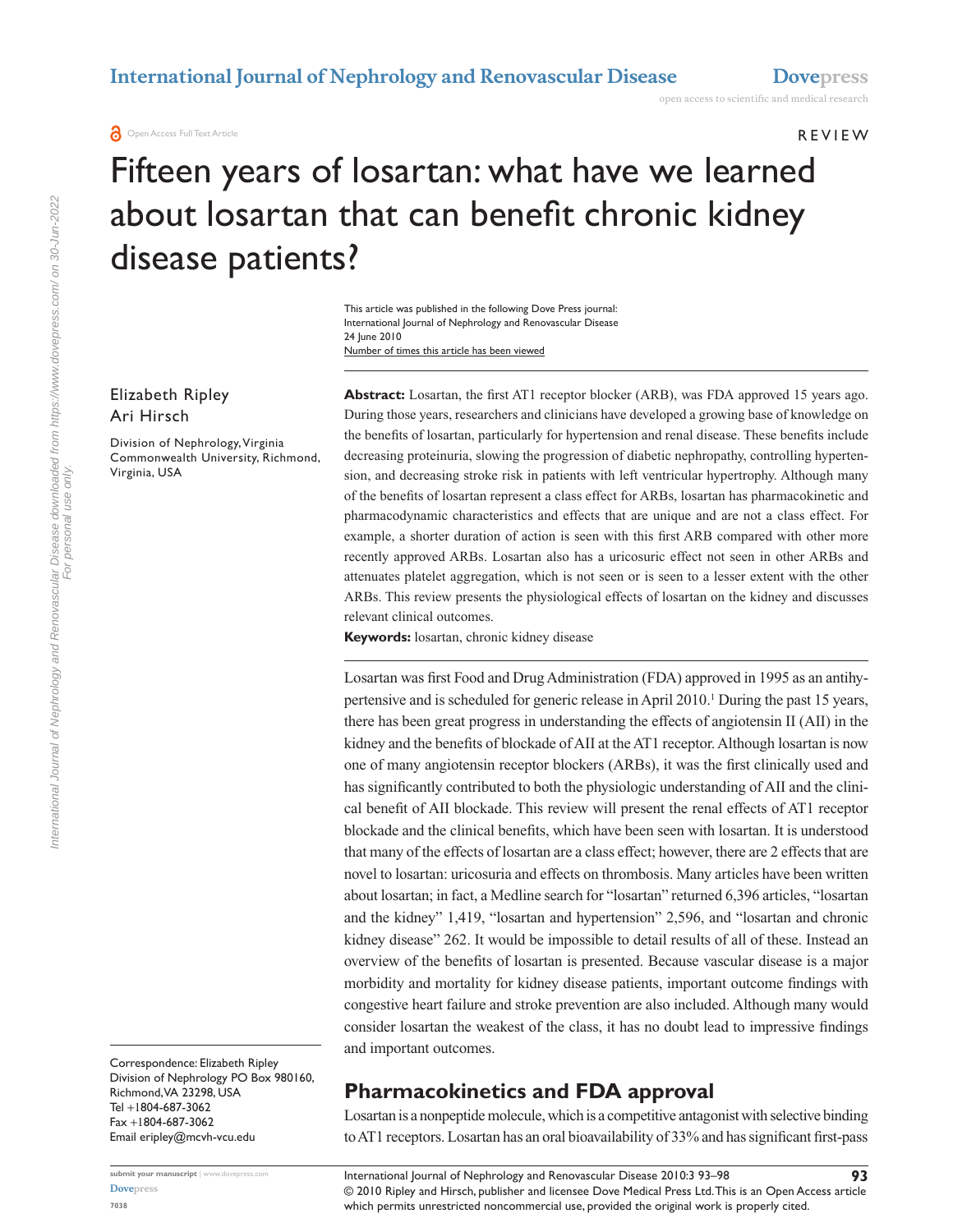REVIEW

# Fifteen years of losartan: what have we learned about losartan that can benefit chronic kidney disease patients?

This article was published in the following Dove Press journal:
International Journal of Nephrology and Renovascular Disease
24 June 2010
Number of times this article has been viewed

Elizabeth Ripley
Ari Hirsch

Division of Nephrology, Virginia Commonwealth University, Richmond, Virginia, USA

**Abstract:** Losartan, the first AT1 receptor blocker (ARB), was FDA approved 15 years ago. During those years, researchers and clinicians have developed a growing base of knowledge on the benefits of losartan, particularly for hypertension and renal disease. These benefits include decreasing proteinuria, slowing the progression of diabetic nephropathy, controlling hypertension, and decreasing stroke risk in patients with left ventricular hypertrophy. Although many of the benefits of losartan represent a class effect for ARBs, losartan has pharmacokinetic and pharmacodynamic characteristics and effects that are unique and are not a class effect. For example, a shorter duration of action is seen with this first ARB compared with other more recently approved ARBs. Losartan also has a uricosuric effect not seen in other ARBs and attenuates platelet aggregation, which is not seen or is seen to a lesser extent with the other ARBs. This review presents the physiological effects of losartan on the kidney and discusses relevant clinical outcomes.

**Keywords:** losartan, chronic kidney disease

Losartan was first Food and Drug Administration (FDA) approved in 1995 as an antihypertensive and is scheduled for generic release in April 2010.[1] During the past 15 years, there has been great progress in understanding the effects of angiotensin II (AII) in the kidney and the benefits of blockade of AII at the AT1 receptor. Although losartan is now one of many angiotensin receptor blockers (ARBs), it was the first clinically used and has significantly contributed to both the physiologic understanding of AII and the clinical benefit of AII blockade. This review will present the renal effects of AT1 receptor blockade and the clinical benefits, which have been seen with losartan. It is understood that many of the effects of losartan are a class effect; however, there are 2 effects that are novel to losartan: uricosuria and effects on thrombosis. Many articles have been written about losartan; in fact, a Medline search for "losartan" returned 6,396 articles, "losartan and the kidney" 1,419, "losartan and hypertension" 2,596, and "losartan and chronic kidney disease" 262. It would be impossible to detail results of all of these. Instead an overview of the benefits of losartan is presented. Because vascular disease is a major morbidity and mortality for kidney disease patients, important outcome findings with congestive heart failure and stroke prevention are also included. Although many would consider losartan the weakest of the class, it has no doubt lead to impressive findings and important outcomes.

## Pharmacokinetics and FDA approval

Losartan is a nonpeptide molecule, which is a competitive antagonist with selective binding to AT1 receptors. Losartan has an oral bioavailability of 33% and has significant first-pass

Correspondence: Elizabeth Ripley
Division of Nephrology PO Box 980160, Richmond, VA 23298, USA
Tel +1804-687-3062
Fax +1804-687-3062
Email eripley@mcvh-vcu.edu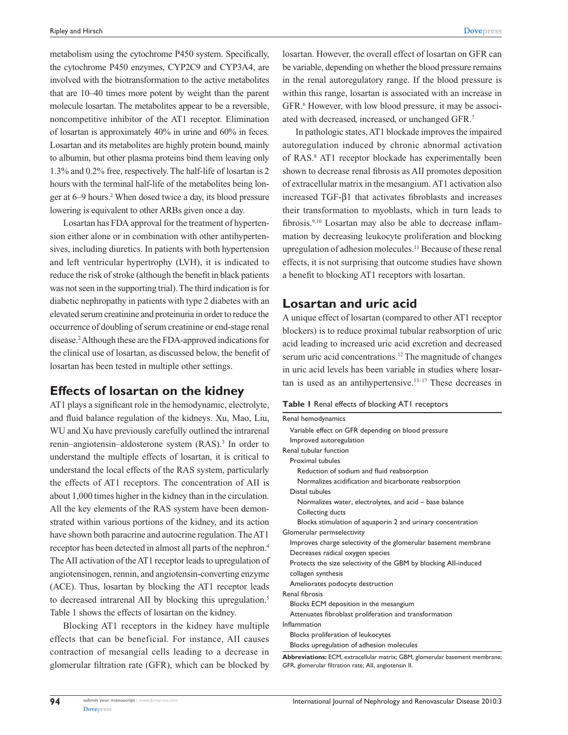metabolism using the cytochrome P450 system. Specifically, the cytochrome P450 enzymes, CYP2C9 and CYP3A4, are involved with the biotransformation to the active metabolites that are 10–40 times more potent by weight than the parent molecule losartan. The metabolites appear to be a reversible, noncompetitive inhibitor of the AT1 receptor. Elimination of losartan is approximately 40% in urine and 60% in feces. Losartan and its metabolites are highly protein bound, mainly to albumin, but other plasma proteins bind them leaving only 1.3% and 0.2% free, respectively. The half-life of losartan is 2 hours with the terminal half-life of the metabolites being longer at 6–9 hours.[2] When dosed twice a day, its blood pressure lowering is equivalent to other ARBs given once a day.

Losartan has FDA approval for the treatment of hypertension either alone or in combination with other antihypertensives, including diuretics. In patients with both hypertension and left ventricular hypertrophy (LVH), it is indicated to reduce the risk of stroke (although the benefit in black patients was not seen in the supporting trial). The third indication is for diabetic nephropathy in patients with type 2 diabetes with an elevated serum creatinine and proteinuria in order to reduce the occurrence of doubling of serum creatinine or end-stage renal disease.[2] Although these are the FDA-approved indications for the clinical use of losartan, as discussed below, the benefit of losartan has been tested in multiple other settings.

## Effects of losartan on the kidney

AT1 plays a significant role in the hemodynamic, electrolyte, and fluid balance regulation of the kidneys. Xu, Mao, Liu, WU and Xu have previously carefully outlined the intrarenal renin–angiotensin–aldosterone system (RAS).[3] In order to understand the multiple effects of losartan, it is critical to understand the local effects of the RAS system, particularly the effects of AT1 receptors. The concentration of AII is about 1,000 times higher in the kidney than in the circulation. All the key elements of the RAS system have been demonstrated within various portions of the kidney, and its action have shown both paracrine and autocrine regulation. The AT1 receptor has been detected in almost all parts of the nephron.[4] The AII activation of the AT1 receptor leads to upregulation of angiotensinogen, rennin, and angiotensin-converting enzyme (ACE). Thus, losartan by blocking the AT1 receptor leads to decreased intrarenal AII by blocking this upregulation.[5] Table 1 shows the effects of losartan on the kidney.

Blocking AT1 receptors in the kidney have multiple effects that can be beneficial. For instance, AII causes contraction of mesangial cells leading to a decrease in glomerular filtration rate (GFR), which can be blocked by losartan. However, the overall effect of losartan on GFR can be variable, depending on whether the blood pressure remains in the renal autoregulatory range. If the blood pressure is within this range, losartan is associated with an increase in GFR.[6] However, with low blood pressure, it may be associated with decreased, increased, or unchanged GFR.[7]

In pathologic states, AT1 blockade improves the impaired autoregulation induced by chronic abnormal activation of RAS.[8] AT1 receptor blockade has experimentally been shown to decrease renal fibrosis as AII promotes deposition of extracellular matrix in the mesangium. AT1 activation also increased TGF-β1 that activates fibroblasts and increases their transformation to myoblasts, which in turn leads to fibrosis.[9,10] Losartan may also be able to decrease inflammation by decreasing leukocyte proliferation and blocking upregulation of adhesion molecules.[11] Because of these renal effects, it is not surprising that outcome studies have shown a benefit to blocking AT1 receptors with losartan.

## Losartan and uric acid

A unique effect of losartan (compared to other AT1 receptor blockers) is to reduce proximal tubular reabsorption of uric acid leading to increased uric acid excretion and decreased serum uric acid concentrations.[12] The magnitude of changes in uric acid levels has been variable in studies where losartan is used as an antihypertensive.[13–17] These decreases in

**Table 1** Renal effects of blocking AT1 receptors

| Renal effects of blocking AT1 receptors |
|---|
| Renal hemodynamics |
| Variable effect on GFR depending on blood pressure |
| Improved autoregulation |
| Renal tubular function |
| Proximal tubules |
| Reduction of sodium and fluid reabsorption |
| Normalizes acidification and bicarbonate reabsorption |
| Distal tubules |
| Normalizes water, electrolytes, and acid – base balance |
| Collecting ducts |
| Blocks stimulation of aquaporin 2 and urinary concentration |
| Glomerular permselectivity |
| Improves charge selectivity of the glomerular basement membrane |
| Decreases radical oxygen species |
| Protects the size selectivity of the GBM by blocking AII-induced collagen synthesis |
| Ameliorates podocyte destruction |
| Renal fibrosis |
| Blocks ECM deposition in the mesangium |
| Attenuates fibroblast proliferation and transformation |
| Inflammation |
| Blocks proliferation of leukocytes |
| Blocks upregulation of adhesion molecules |

**Abbreviations:** ECM, extracellular matrix; GBM, glomerular basement membrane; GFR, glomerular filtration rate; AII, angiotensin II.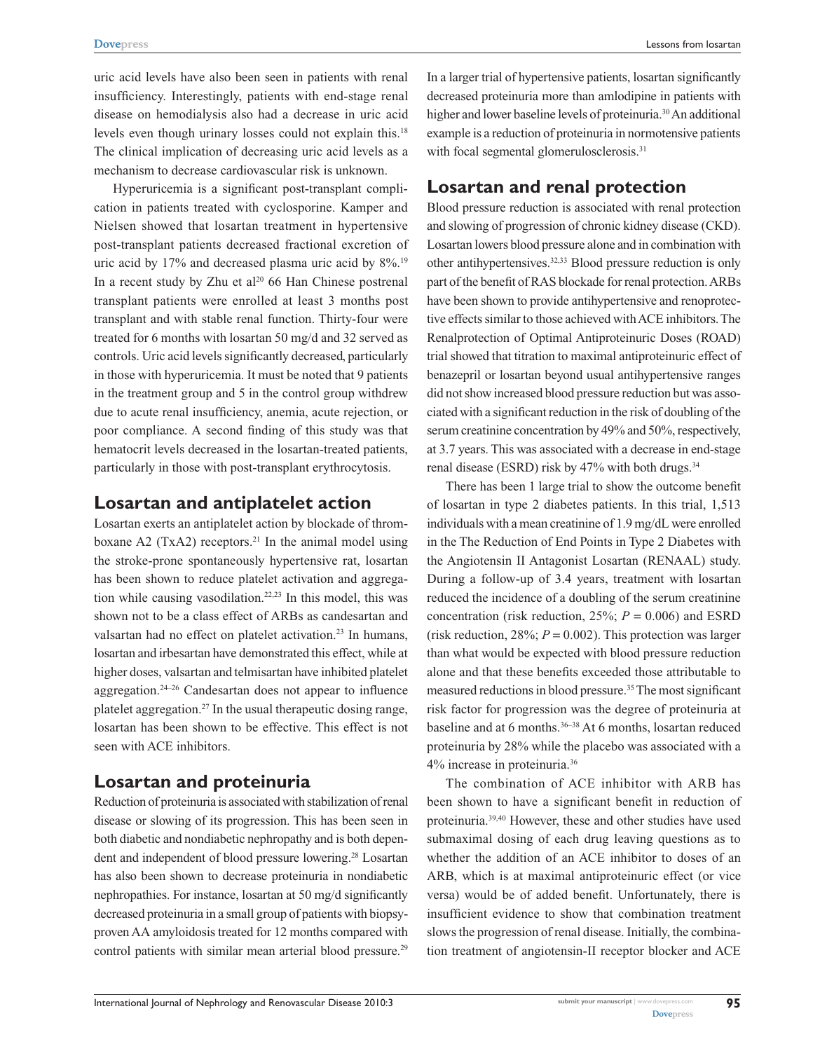uric acid levels have also been seen in patients with renal insufficiency. Interestingly, patients with end-stage renal disease on hemodialysis also had a decrease in uric acid levels even though urinary losses could not explain this.[18] The clinical implication of decreasing uric acid levels as a mechanism to decrease cardiovascular risk is unknown.

Hyperuricemia is a significant post-transplant complication in patients treated with cyclosporine. Kamper and Nielsen showed that losartan treatment in hypertensive post-transplant patients decreased fractional excretion of uric acid by 17% and decreased plasma uric acid by 8%.[19] In a recent study by Zhu et al[20] 66 Han Chinese postrenal transplant patients were enrolled at least 3 months post transplant and with stable renal function. Thirty-four were treated for 6 months with losartan 50 mg/d and 32 served as controls. Uric acid levels significantly decreased, particularly in those with hyperuricemia. It must be noted that 9 patients in the treatment group and 5 in the control group withdrew due to acute renal insufficiency, anemia, acute rejection, or poor compliance. A second finding of this study was that hematocrit levels decreased in the losartan-treated patients, particularly in those with post-transplant erythrocytosis.

## Losartan and antiplatelet action

Losartan exerts an antiplatelet action by blockade of thromboxane A2 (TxA2) receptors.[21] In the animal model using the stroke-prone spontaneously hypertensive rat, losartan has been shown to reduce platelet activation and aggregation while causing vasodilation.[22,23] In this model, this was shown not to be a class effect of ARBs as candesartan and valsartan had no effect on platelet activation.[23] In humans, losartan and irbesartan have demonstrated this effect, while at higher doses, valsartan and telmisartan have inhibited platelet aggregation.[24–26] Candesartan does not appear to influence platelet aggregation.[27] In the usual therapeutic dosing range, losartan has been shown to be effective. This effect is not seen with ACE inhibitors.

## Losartan and proteinuria

Reduction of proteinuria is associated with stabilization of renal disease or slowing of its progression. This has been seen in both diabetic and nondiabetic nephropathy and is both dependent and independent of blood pressure lowering.[28] Losartan has also been shown to decrease proteinuria in nondiabetic nephropathies. For instance, losartan at 50 mg/d significantly decreased proteinuria in a small group of patients with biopsy-proven AA amyloidosis treated for 12 months compared with control patients with similar mean arterial blood pressure.[29] In a larger trial of hypertensive patients, losartan significantly decreased proteinuria more than amlodipine in patients with higher and lower baseline levels of proteinuria.[30] An additional example is a reduction of proteinuria in normotensive patients with focal segmental glomerulosclerosis.[31]

## Losartan and renal protection

Blood pressure reduction is associated with renal protection and slowing of progression of chronic kidney disease (CKD). Losartan lowers blood pressure alone and in combination with other antihypertensives.[32,33] Blood pressure reduction is only part of the benefit of RAS blockade for renal protection. ARBs have been shown to provide antihypertensive and renoprotective effects similar to those achieved with ACE inhibitors. The Renalprotection of Optimal Antiproteinuric Doses (ROAD) trial showed that titration to maximal antiproteinuric effect of benazepril or losartan beyond usual antihypertensive ranges did not show increased blood pressure reduction but was associated with a significant reduction in the risk of doubling of the serum creatinine concentration by 49% and 50%, respectively, at 3.7 years. This was associated with a decrease in end-stage renal disease (ESRD) risk by 47% with both drugs.[34]

There has been 1 large trial to show the outcome benefit of losartan in type 2 diabetes patients. In this trial, 1,513 individuals with a mean creatinine of 1.9 mg/dL were enrolled in the The Reduction of End Points in Type 2 Diabetes with the Angiotensin II Antagonist Losartan (RENAAL) study. During a follow-up of 3.4 years, treatment with losartan reduced the incidence of a doubling of the serum creatinine concentration (risk reduction, 25%; $P = 0.006$) and ESRD (risk reduction, 28%; $P = 0.002$). This protection was larger than what would be expected with blood pressure reduction alone and that these benefits exceeded those attributable to measured reductions in blood pressure.[35] The most significant risk factor for progression was the degree of proteinuria at baseline and at 6 months.[36–38] At 6 months, losartan reduced proteinuria by 28% while the placebo was associated with a 4% increase in proteinuria.[36]

The combination of ACE inhibitor with ARB has been shown to have a significant benefit in reduction of proteinuria.[39,40] However, these and other studies have used submaximal dosing of each drug leaving questions as to whether the addition of an ACE inhibitor to doses of an ARB, which is at maximal antiproteinuric effect (or vice versa) would be of added benefit. Unfortunately, there is insufficient evidence to show that combination treatment slows the progression of renal disease. Initially, the combination treatment of angiotensin-II receptor blocker and ACE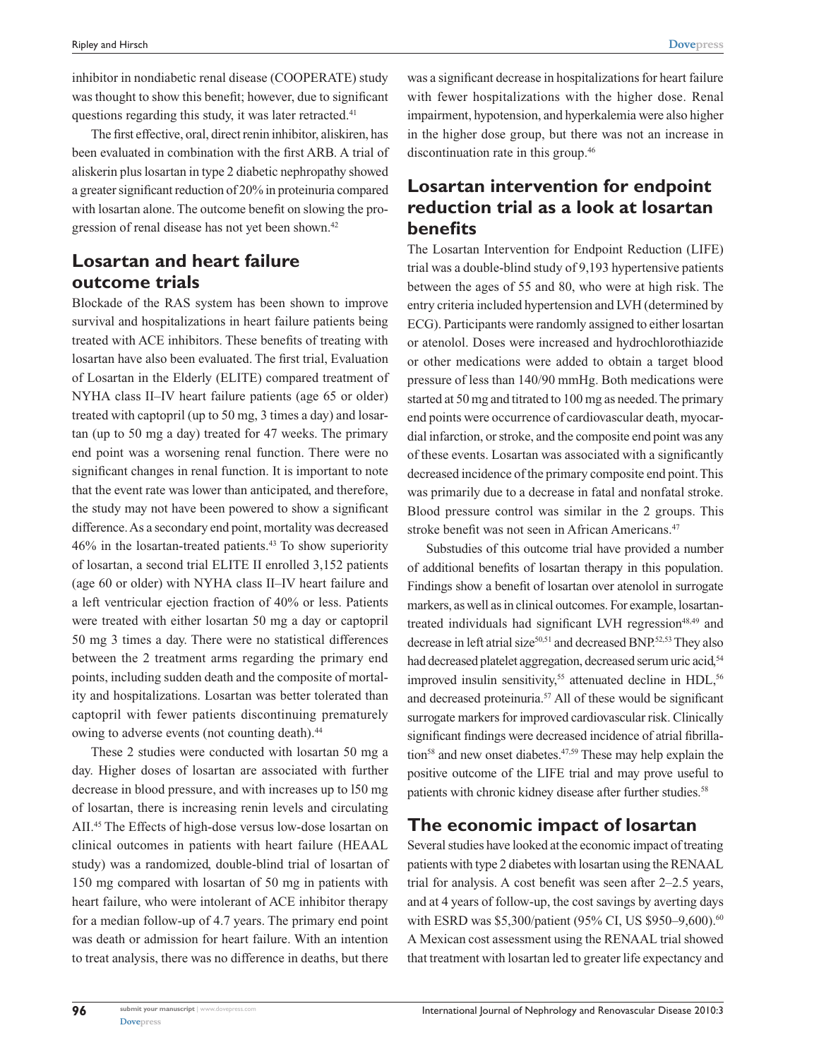inhibitor in nondiabetic renal disease (COOPERATE) study was thought to show this benefit; however, due to significant questions regarding this study, it was later retracted.[41]

The first effective, oral, direct renin inhibitor, aliskiren, has been evaluated in combination with the first ARB. A trial of aliskerin plus losartan in type 2 diabetic nephropathy showed a greater significant reduction of 20% in proteinuria compared with losartan alone. The outcome benefit on slowing the progression of renal disease has not yet been shown.[42]

## Losartan and heart failure outcome trials

Blockade of the RAS system has been shown to improve survival and hospitalizations in heart failure patients being treated with ACE inhibitors. These benefits of treating with losartan have also been evaluated. The first trial, Evaluation of Losartan in the Elderly (ELITE) compared treatment of NYHA class II–IV heart failure patients (age 65 or older) treated with captopril (up to 50 mg, 3 times a day) and losartan (up to 50 mg a day) treated for 47 weeks. The primary end point was a worsening renal function. There were no significant changes in renal function. It is important to note that the event rate was lower than anticipated, and therefore, the study may not have been powered to show a significant difference. As a secondary end point, mortality was decreased 46% in the losartan-treated patients.[43] To show superiority of losartan, a second trial ELITE II enrolled 3,152 patients (age 60 or older) with NYHA class II–IV heart failure and a left ventricular ejection fraction of 40% or less. Patients were treated with either losartan 50 mg a day or captopril 50 mg 3 times a day. There were no statistical differences between the 2 treatment arms regarding the primary end points, including sudden death and the composite of mortality and hospitalizations. Losartan was better tolerated than captopril with fewer patients discontinuing prematurely owing to adverse events (not counting death).[44]

These 2 studies were conducted with losartan 50 mg a day. Higher doses of losartan are associated with further decrease in blood pressure, and with increases up to l50 mg of losartan, there is increasing renin levels and circulating AII.[45] The Effects of high-dose versus low-dose losartan on clinical outcomes in patients with heart failure (HEAAL study) was a randomized, double-blind trial of losartan of 150 mg compared with losartan of 50 mg in patients with heart failure, who were intolerant of ACE inhibitor therapy for a median follow-up of 4.7 years. The primary end point was death or admission for heart failure. With an intention to treat analysis, there was no difference in deaths, but there was a significant decrease in hospitalizations for heart failure with fewer hospitalizations with the higher dose. Renal impairment, hypotension, and hyperkalemia were also higher in the higher dose group, but there was not an increase in discontinuation rate in this group.[46]

## Losartan intervention for endpoint reduction trial as a look at losartan benefits

The Losartan Intervention for Endpoint Reduction (LIFE) trial was a double-blind study of 9,193 hypertensive patients between the ages of 55 and 80, who were at high risk. The entry criteria included hypertension and LVH (determined by ECG). Participants were randomly assigned to either losartan or atenolol. Doses were increased and hydrochlorothiazide or other medications were added to obtain a target blood pressure of less than 140/90 mmHg. Both medications were started at 50 mg and titrated to 100 mg as needed. The primary end points were occurrence of cardiovascular death, myocardial infarction, or stroke, and the composite end point was any of these events. Losartan was associated with a significantly decreased incidence of the primary composite end point. This was primarily due to a decrease in fatal and nonfatal stroke. Blood pressure control was similar in the 2 groups. This stroke benefit was not seen in African Americans.[47]

Substudies of this outcome trial have provided a number of additional benefits of losartan therapy in this population. Findings show a benefit of losartan over atenolol in surrogate markers, as well as in clinical outcomes. For example, losartan-treated individuals had significant LVH regression[48,49] and decrease in left atrial size[50,51] and decreased BNP.[52,53] They also had decreased platelet aggregation, decreased serum uric acid,[54] improved insulin sensitivity,[55] attenuated decline in HDL,[56] and decreased proteinuria.[57] All of these would be significant surrogate markers for improved cardiovascular risk. Clinically significant findings were decreased incidence of atrial fibrillation[58] and new onset diabetes.[47,59] These may help explain the positive outcome of the LIFE trial and may prove useful to patients with chronic kidney disease after further studies.[58]

## The economic impact of losartan

Several studies have looked at the economic impact of treating patients with type 2 diabetes with losartan using the RENAAL trial for analysis. A cost benefit was seen after 2–2.5 years, and at 4 years of follow-up, the cost savings by averting days with ESRD was $5,300/patient (95% CI, US $950–9,600).[60] A Mexican cost assessment using the RENAAL trial showed that treatment with losartan led to greater life expectancy and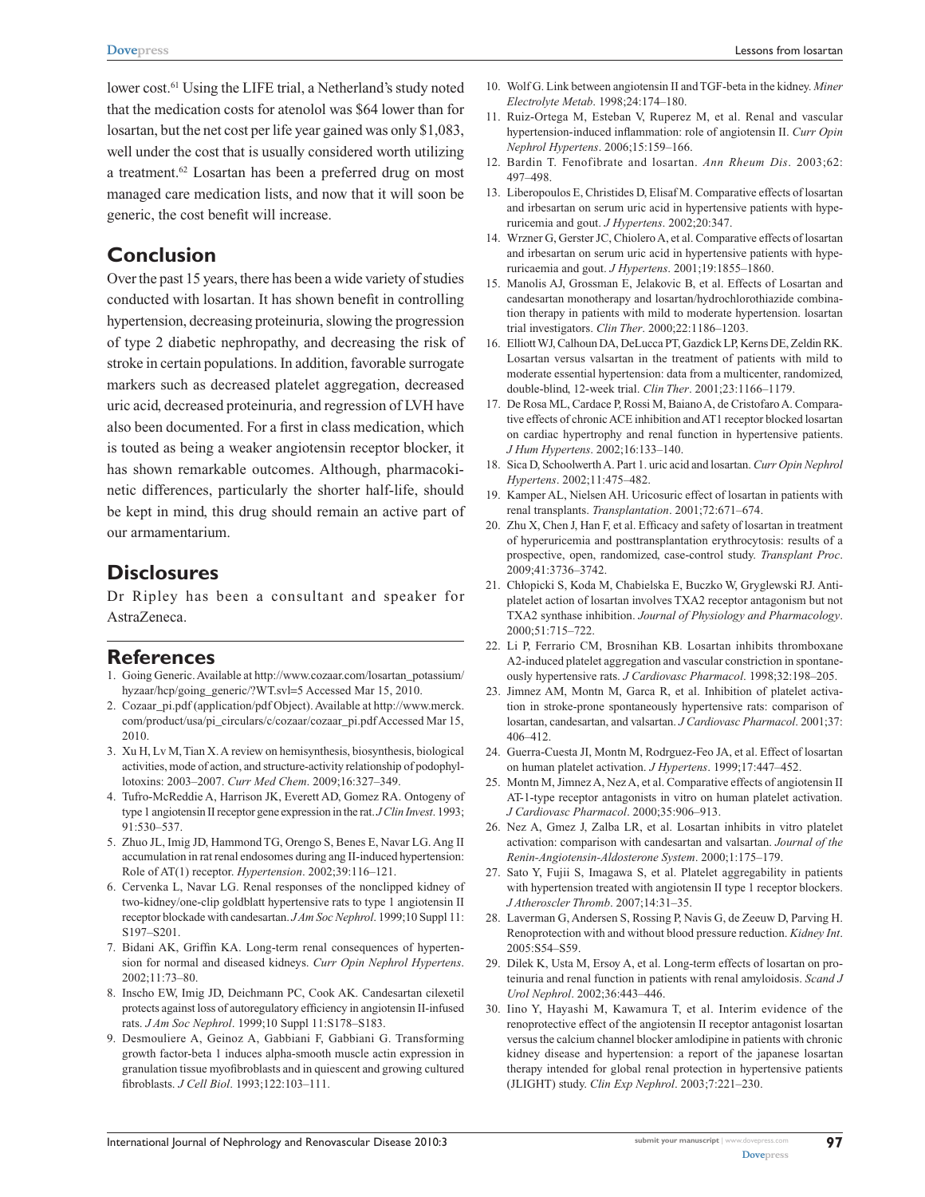lower cost.[61] Using the LIFE trial, a Netherland's study noted that the medication costs for atenolol was $64 lower than for losartan, but the net cost per life year gained was only $1,083, well under the cost that is usually considered worth utilizing a treatment.[62] Losartan has been a preferred drug on most managed care medication lists, and now that it will soon be generic, the cost benefit will increase.

## Conclusion

Over the past 15 years, there has been a wide variety of studies conducted with losartan. It has shown benefit in controlling hypertension, decreasing proteinuria, slowing the progression of type 2 diabetic nephropathy, and decreasing the risk of stroke in certain populations. In addition, favorable surrogate markers such as decreased platelet aggregation, decreased uric acid, decreased proteinuria, and regression of LVH have also been documented. For a first in class medication, which is touted as being a weaker angiotensin receptor blocker, it has shown remarkable outcomes. Although, pharmacokinetic differences, particularly the shorter half-life, should be kept in mind, this drug should remain an active part of our armamentarium.

## Disclosures

Dr Ripley has been a consultant and speaker for AstraZeneca.

## References

1. Going Generic. Available at http://www.cozaar.com/losartan_potassium/hyzaar/hcp/going_generic/?WT.svl=5 Accessed Mar 15, 2010.
2. Cozaar_pi.pdf (application/pdf Object). Available at http://www.merck.com/product/usa/pi_circulars/c/cozaar/cozaar_pi.pdf Accessed Mar 15, 2010.
3. Xu H, Lv M, Tian X. A review on hemisynthesis, biosynthesis, biological activities, mode of action, and structure-activity relationship of podophyllotoxins: 2003–2007. *Curr Med Chem*. 2009;16:327–349.
4. Tufro-McReddie A, Harrison JK, Everett AD, Gomez RA. Ontogeny of type 1 angiotensin II receptor gene expression in the rat. *J Clin Invest*. 1993;91:530–537.
5. Zhuo JL, Imig JD, Hammond TG, Orengo S, Benes E, Navar LG. Ang II accumulation in rat renal endosomes during ang II-induced hypertension: Role of AT(1) receptor. *Hypertension*. 2002;39:116–121.
6. Cervenka L, Navar LG. Renal responses of the nonclipped kidney of two-kidney/one-clip goldblatt hypertensive rats to type 1 angiotensin II receptor blockade with candesartan. *J Am Soc Nephrol*. 1999;10 Suppl 11:S197–S201.
7. Bidani AK, Griffin KA. Long-term renal consequences of hypertension for normal and diseased kidneys. *Curr Opin Nephrol Hypertens*. 2002;11:73–80.
8. Inscho EW, Imig JD, Deichmann PC, Cook AK. Candesartan cilexetil protects against loss of autoregulatory efficiency in angiotensin II-infused rats. *J Am Soc Nephrol*. 1999;10 Suppl 11:S178–S183.
9. Desmouliere A, Geinoz A, Gabbiani F, Gabbiani G. Transforming growth factor-beta 1 induces alpha-smooth muscle actin expression in granulation tissue myofibroblasts and in quiescent and growing cultured fibroblasts. *J Cell Biol*. 1993;122:103–111.
10. Wolf G. Link between angiotensin II and TGF-beta in the kidney. *Miner Electrolyte Metab*. 1998;24:174–180.
11. Ruiz-Ortega M, Esteban V, Ruperez M, et al. Renal and vascular hypertension-induced inflammation: role of angiotensin II. *Curr Opin Nephrol Hypertens*. 2006;15:159–166.
12. Bardin T. Fenofibrate and losartan. *Ann Rheum Dis*. 2003;62:497–498.
13. Liberopoulos E, Christides D, Elisaf M. Comparative effects of losartan and irbesartan on serum uric acid in hypertensive patients with hyperuricemia and gout. *J Hypertens*. 2002;20:347.
14. Wrzner G, Gerster JC, Chiolero A, et al. Comparative effects of losartan and irbesartan on serum uric acid in hypertensive patients with hyperuricaemia and gout. *J Hypertens*. 2001;19:1855–1860.
15. Manolis AJ, Grossman E, Jelakovic B, et al. Effects of Losartan and candesartan monotherapy and losartan/hydrochlorothiazide combination therapy in patients with mild to moderate hypertension. losartan trial investigators. *Clin Ther*. 2000;22:1186–1203.
16. Elliott WJ, Calhoun DA, DeLucca PT, Gazdick LP, Kerns DE, Zeldin RK. Losartan versus valsartan in the treatment of patients with mild to moderate essential hypertension: data from a multicenter, randomized, double-blind, 12-week trial. *Clin Ther*. 2001;23:1166–1179.
17. De Rosa ML, Cardace P, Rossi M, Baiano A, de Cristofaro A. Comparative effects of chronic ACE inhibition and AT1 receptor blocked losartan on cardiac hypertrophy and renal function in hypertensive patients. *J Hum Hypertens*. 2002;16:133–140.
18. Sica D, Schoolwerth A. Part 1. uric acid and losartan. *Curr Opin Nephrol Hypertens*. 2002;11:475–482.
19. Kamper AL, Nielsen AH. Uricosuric effect of losartan in patients with renal transplants. *Transplantation*. 2001;72:671–674.
20. Zhu X, Chen J, Han F, et al. Efficacy and safety of losartan in treatment of hyperuricemia and posttransplantation erythrocytosis: results of a prospective, open, randomized, case-control study. *Transplant Proc*. 2009;41:3736–3742.
21. Chłopicki S, Koda M, Chabielska E, Buczko W, Gryglewski RJ. Antiplatelet action of losartan involves TXA2 receptor antagonism but not TXA2 synthase inhibition. *Journal of Physiology and Pharmacology*. 2000;51:715–722.
22. Li P, Ferrario CM, Brosnihan KB. Losartan inhibits thromboxane A2-induced platelet aggregation and vascular constriction in spontaneously hypertensive rats. *J Cardiovasc Pharmacol*. 1998;32:198–205.
23. Jimnez AM, Montn M, Garca R, et al. Inhibition of platelet activation in stroke-prone spontaneously hypertensive rats: comparison of losartan, candesartan, and valsartan. *J Cardiovasc Pharmacol*. 2001;37:406–412.
24. Guerra-Cuesta JI, Montn M, Rodrguez-Feo JA, et al. Effect of losartan on human platelet activation. *J Hypertens*. 1999;17:447–452.
25. Montn M, Jimnez A, Nez A, et al. Comparative effects of angiotensin II AT-1-type receptor antagonists in vitro on human platelet activation. *J Cardiovasc Pharmacol*. 2000;35:906–913.
26. Nez A, Gmez J, Zalba LR, et al. Losartan inhibits in vitro platelet activation: comparison with candesartan and valsartan. *Journal of the Renin-Angiotensin-Aldosterone System*. 2000;1:175–179.
27. Sato Y, Fujii S, Imagawa S, et al. Platelet aggregability in patients with hypertension treated with angiotensin II type 1 receptor blockers. *J Atheroscler Thromb*. 2007;14:31–35.
28. Laverman G, Andersen S, Rossing P, Navis G, de Zeeuw D, Parving H. Renoprotection with and without blood pressure reduction. *Kidney Int*. 2005:S54–S59.
29. Dilek K, Usta M, Ersoy A, et al. Long-term effects of losartan on proteinuria and renal function in patients with renal amyloidosis. *Scand J Urol Nephrol*. 2002;36:443–446.
30. Iino Y, Hayashi M, Kawamura T, et al. Interim evidence of the renoprotective effect of the angiotensin II receptor antagonist losartan versus the calcium channel blocker amlodipine in patients with chronic kidney disease and hypertension: a report of the japanese losartan therapy intended for global renal protection in hypertensive patients (JLIGHT) study. *Clin Exp Nephrol*. 2003;7:221–230.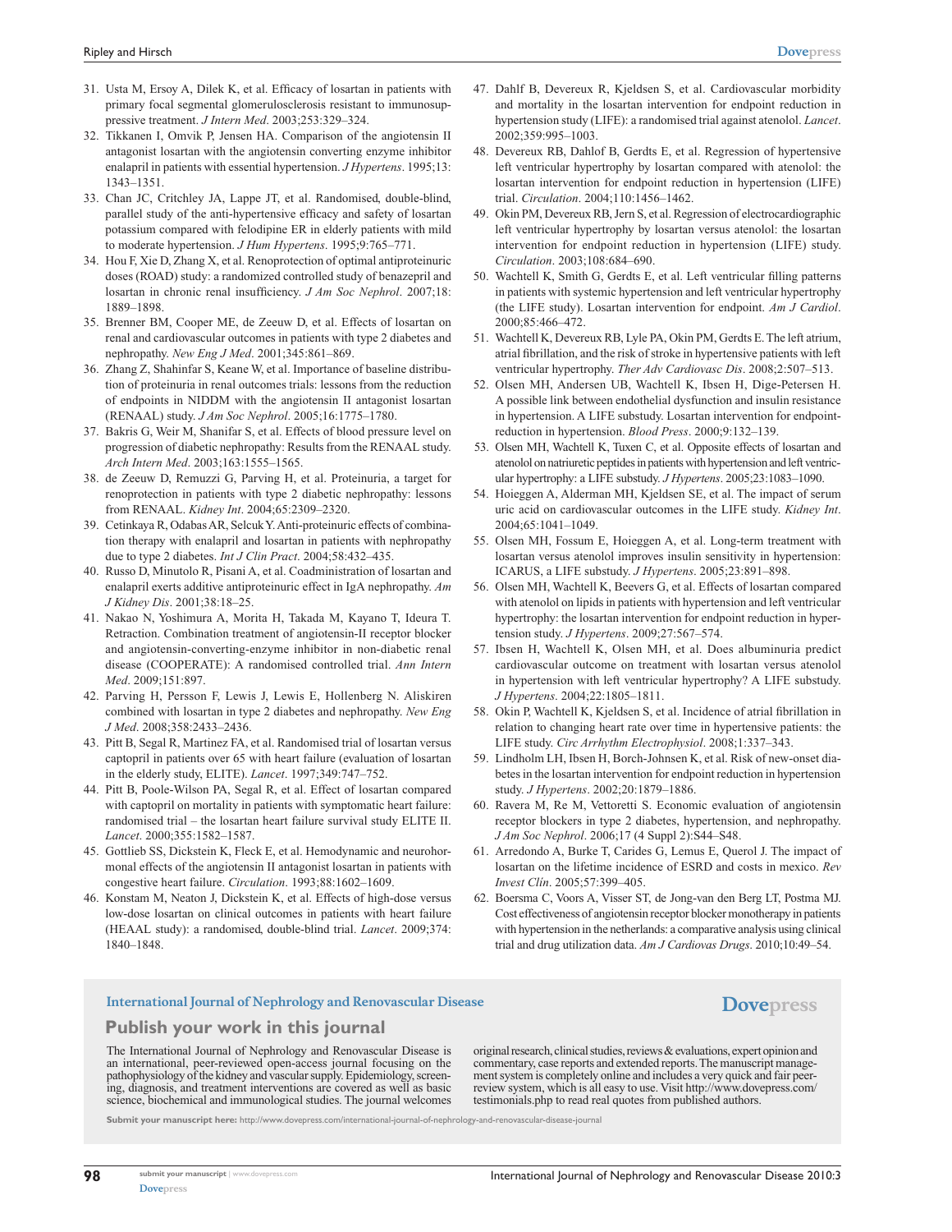31. Usta M, Ersoy A, Dilek K, et al. Efficacy of losartan in patients with primary focal segmental glomerulosclerosis resistant to immunosuppressive treatment. *J Intern Med*. 2003;253:329–324.
32. Tikkanen I, Omvik P, Jensen HA. Comparison of the angiotensin II antagonist losartan with the angiotensin converting enzyme inhibitor enalapril in patients with essential hypertension. *J Hypertens*. 1995;13:1343–1351.
33. Chan JC, Critchley JA, Lappe JT, et al. Randomised, double-blind, parallel study of the anti-hypertensive efficacy and safety of losartan potassium compared with felodipine ER in elderly patients with mild to moderate hypertension. *J Hum Hypertens*. 1995;9:765–771.
34. Hou F, Xie D, Zhang X, et al. Renoprotection of optimal antiproteinuric doses (ROAD) study: a randomized controlled study of benazepril and losartan in chronic renal insufficiency. *J Am Soc Nephrol*. 2007;18:1889–1898.
35. Brenner BM, Cooper ME, de Zeeuw D, et al. Effects of losartan on renal and cardiovascular outcomes in patients with type 2 diabetes and nephropathy. *New Eng J Med*. 2001;345:861–869.
36. Zhang Z, Shahinfar S, Keane W, et al. Importance of baseline distribution of proteinuria in renal outcomes trials: lessons from the reduction of endpoints in NIDDM with the angiotensin II antagonist losartan (RENAAL) study. *J Am Soc Nephrol*. 2005;16:1775–1780.
37. Bakris G, Weir M, Shanifar S, et al. Effects of blood pressure level on progression of diabetic nephropathy: Results from the RENAAL study. *Arch Intern Med*. 2003;163:1555–1565.
38. de Zeeuw D, Remuzzi G, Parving H, et al. Proteinuria, a target for renoprotection in patients with type 2 diabetic nephropathy: lessons from RENAAL. *Kidney Int*. 2004;65:2309–2320.
39. Cetinkaya R, Odabas AR, Selcuk Y. Anti-proteinuric effects of combination therapy with enalapril and losartan in patients with nephropathy due to type 2 diabetes. *Int J Clin Pract*. 2004;58:432–435.
40. Russo D, Minutolo R, Pisani A, et al. Coadministration of losartan and enalapril exerts additive antiproteinuric effect in IgA nephropathy. *Am J Kidney Dis*. 2001;38:18–25.
41. Nakao N, Yoshimura A, Morita H, Takada M, Kayano T, Ideura T. Retraction. Combination treatment of angiotensin-II receptor blocker and angiotensin-converting-enzyme inhibitor in non-diabetic renal disease (COOPERATE): A randomised controlled trial. *Ann Intern Med*. 2009;151:897.
42. Parving H, Persson F, Lewis J, Lewis E, Hollenberg N. Aliskiren combined with losartan in type 2 diabetes and nephropathy. *New Eng J Med*. 2008;358:2433–2436.
43. Pitt B, Segal R, Martinez FA, et al. Randomised trial of losartan versus captopril in patients over 65 with heart failure (evaluation of losartan in the elderly study, ELITE). *Lancet*. 1997;349:747–752.
44. Pitt B, Poole-Wilson PA, Segal R, et al. Effect of losartan compared with captopril on mortality in patients with symptomatic heart failure: randomised trial – the losartan heart failure survival study ELITE II. *Lancet*. 2000;355:1582–1587.
45. Gottlieb SS, Dickstein K, Fleck E, et al. Hemodynamic and neurohormonal effects of the angiotensin II antagonist losartan in patients with congestive heart failure. *Circulation*. 1993;88:1602–1609.
46. Konstam M, Neaton J, Dickstein K, et al. Effects of high-dose versus low-dose losartan on clinical outcomes in patients with heart failure (HEAAL study): a randomised, double-blind trial. *Lancet*. 2009;374:1840–1848.
47. Dahlf B, Devereux R, Kjeldsen S, et al. Cardiovascular morbidity and mortality in the losartan intervention for endpoint reduction in hypertension study (LIFE): a randomised trial against atenolol. *Lancet*. 2002;359:995–1003.
48. Devereux RB, Dahlof B, Gerdts E, et al. Regression of hypertensive left ventricular hypertrophy by losartan compared with atenolol: the losartan intervention for endpoint reduction in hypertension (LIFE) trial. *Circulation*. 2004;110:1456–1462.
49. Okin PM, Devereux RB, Jern S, et al. Regression of electrocardiographic left ventricular hypertrophy by losartan versus atenolol: the losartan intervention for endpoint reduction in hypertension (LIFE) study. *Circulation*. 2003;108:684–690.
50. Wachtell K, Smith G, Gerdts E, et al. Left ventricular filling patterns in patients with systemic hypertension and left ventricular hypertrophy (the LIFE study). Losartan intervention for endpoint. *Am J Cardiol*. 2000;85:466–472.
51. Wachtell K, Devereux RB, Lyle PA, Okin PM, Gerdts E. The left atrium, atrial fibrillation, and the risk of stroke in hypertensive patients with left ventricular hypertrophy. *Ther Adv Cardiovasc Dis*. 2008;2:507–513.
52. Olsen MH, Andersen UB, Wachtell K, Ibsen H, Dige-Petersen H. A possible link between endothelial dysfunction and insulin resistance in hypertension. A LIFE substudy. Losartan intervention for endpoint-reduction in hypertension. *Blood Press*. 2000;9:132–139.
53. Olsen MH, Wachtell K, Tuxen C, et al. Opposite effects of losartan and atenolol on natriuretic peptides in patients with hypertension and left ventricular hypertrophy: a LIFE substudy. *J Hypertens*. 2005;23:1083–1090.
54. Hoieggen A, Alderman MH, Kjeldsen SE, et al. The impact of serum uric acid on cardiovascular outcomes in the LIFE study. *Kidney Int*. 2004;65:1041–1049.
55. Olsen MH, Fossum E, Hoieggen A, et al. Long-term treatment with losartan versus atenolol improves insulin sensitivity in hypertension: ICARUS, a LIFE substudy. *J Hypertens*. 2005;23:891–898.
56. Olsen MH, Wachtell K, Beevers G, et al. Effects of losartan compared with atenolol on lipids in patients with hypertension and left ventricular hypertrophy: the losartan intervention for endpoint reduction in hypertension study. *J Hypertens*. 2009;27:567–574.
57. Ibsen H, Wachtell K, Olsen MH, et al. Does albuminuria predict cardiovascular outcome on treatment with losartan versus atenolol in hypertension with left ventricular hypertrophy? A LIFE substudy. *J Hypertens*. 2004;22:1805–1811.
58. Okin P, Wachtell K, Kjeldsen S, et al. Incidence of atrial fibrillation in relation to changing heart rate over time in hypertensive patients: the LIFE study. *Circ Arrhythm Electrophysiol*. 2008;1:337–343.
59. Lindholm LH, Ibsen H, Borch-Johnsen K, et al. Risk of new-onset diabetes in the losartan intervention for endpoint reduction in hypertension study. *J Hypertens*. 2002;20:1879–1886.
60. Ravera M, Re M, Vettoretti S. Economic evaluation of angiotensin receptor blockers in type 2 diabetes, hypertension, and nephropathy. *J Am Soc Nephrol*. 2006;17 (4 Suppl 2):S44–S48.
61. Arredondo A, Burke T, Carides G, Lemus E, Querol J. The impact of losartan on the lifetime incidence of ESRD and costs in mexico. *Rev Invest Clin*. 2005;57:399–405.
62. Boersma C, Voors A, Visser ST, de Jong-van den Berg LT, Postma MJ. Cost effectiveness of angiotensin receptor blocker monotherapy in patients with hypertension in the netherlands: a comparative analysis using clinical trial and drug utilization data. *Am J Cardiovas Drugs*. 2010;10:49–54.

**International Journal of Nephrology and Renovascular Disease**

## Publish your work in this journal

The International Journal of Nephrology and Renovascular Disease is an international, peer-reviewed open-access journal focusing on the pathophysiology of the kidney and vascular supply. Epidemiology, screening, diagnosis, and treatment interventions are covered as well as basic science, biochemical and immunological studies. The journal welcomes original research, clinical studies, reviews & evaluations, expert opinion and commentary, case reports and extended reports. The manuscript management system is completely online and includes a very quick and fair peer-review system, which is all easy to use. Visit http://www.dovepress.com/testimonials.php to read real quotes from published authors.

**Submit your manuscript here:** http://www.dovepress.com/international-journal-of-nephrology-and-renovascular-disease-journal